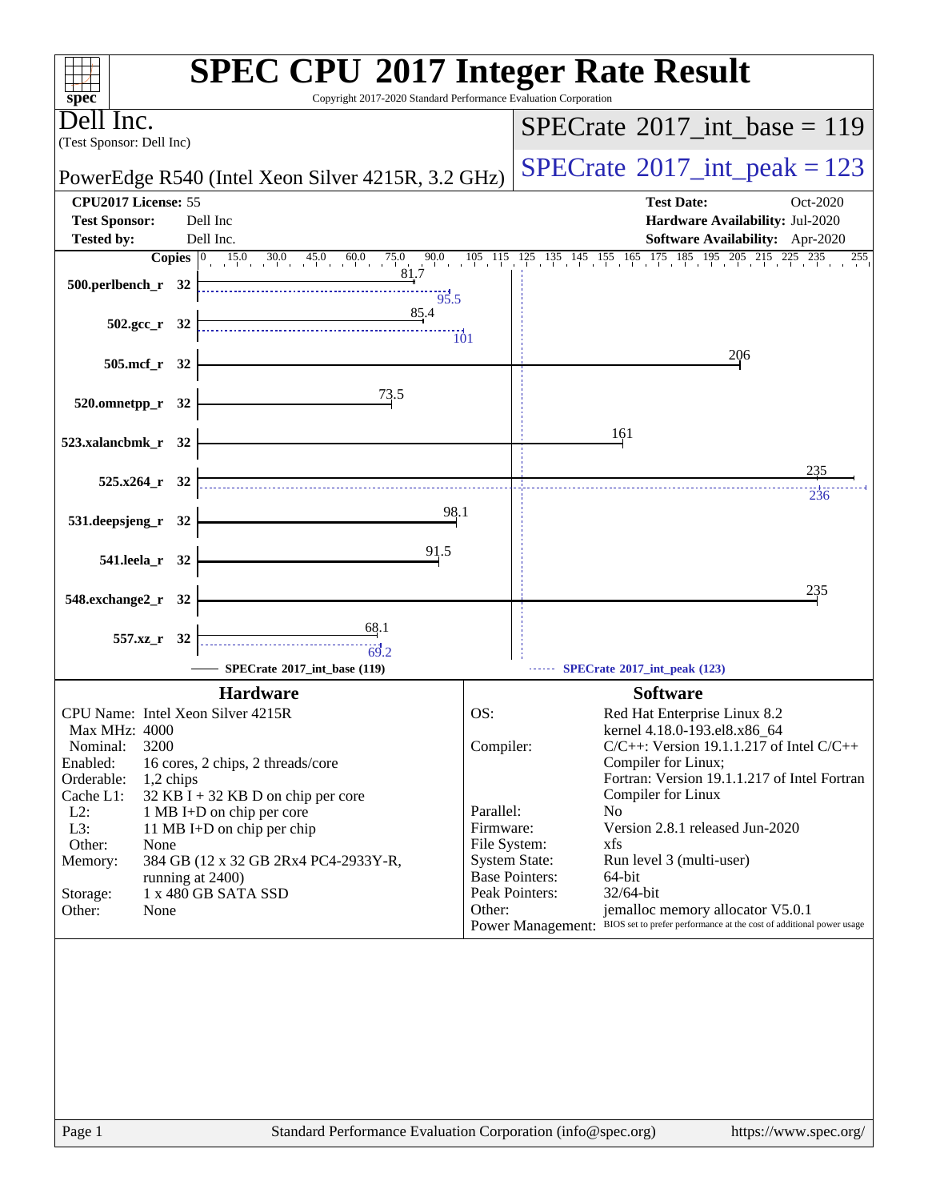# SPEC CPU 2017 Integer Rate Result

Copyright 2017-2020 Standard Performance Evaluation Corporation

**Dell Inc.**
(Test Sponsor: Dell Inc)

**PowerEdge R540 (Intel Xeon Silver 4215R, 3.2 GHz)**

**SPECrate 2017_int_base = 119**

**SPECrate 2017_int_peak = 123**

| | | | |
|---|---|---|---|
| **CPU2017 License:** | 55 | **Test Date:** | Oct-2020 |
| **Test Sponsor:** | Dell Inc | **Hardware Availability:** | Jul-2020 |
| **Tested by:** | Dell Inc. | **Software Availability:** | Apr-2020 |

| Benchmark | Copies | Base | Peak |
|---|---|---|---|
| 500.perlbench_r | 32 | 81.7 | 95.5 |
| 502.gcc_r | 32 | 85.4 | 101 |
| 505.mcf_r | 32 | 206 | |
| 520.omnetpp_r | 32 | 73.5 | |
| 523.xalancbmk_r | 32 | 161 | |
| 525.x264_r | 32 | 235 | 236 |
| 531.deepsjeng_r | 32 | 98.1 | |
| 541.leela_r | 32 | 91.5 | |
| 548.exchange2_r | 32 | 235 | |
| 557.xz_r | 32 | 68.1 | 69.2 |

SPECrate 2017_int_base (119) — SPECrate 2017_int_peak (123)

## Hardware

| | |
|---|---|
| CPU Name: | Intel Xeon Silver 4215R |
| Max MHz: | 4000 |
| Nominal: | 3200 |
| Enabled: | 16 cores, 2 chips, 2 threads/core |
| Orderable: | 1,2 chips |
| Cache L1: | 32 KB I + 32 KB D on chip per core |
| L2: | 1 MB I+D on chip per core |
| L3: | 11 MB I+D on chip per chip |
| Other: | None |
| Memory: | 384 GB (12 x 32 GB 2Rx4 PC4-2933Y-R, running at 2400) |
| Storage: | 1 x 480 GB SATA SSD |
| Other: | None |

## Software

| | |
|---|---|
| OS: | Red Hat Enterprise Linux 8.2 kernel 4.18.0-193.el8.x86_64 |
| Compiler: | C/C++: Version 19.1.1.217 of Intel C/C++ Compiler for Linux; Fortran: Version 19.1.1.217 of Intel Fortran Compiler for Linux |
| Parallel: | No |
| Firmware: | Version 2.8.1 released Jun-2020 |
| File System: | xfs |
| System State: | Run level 3 (multi-user) |
| Base Pointers: | 64-bit |
| Peak Pointers: | 32/64-bit |
| Other: | jemalloc memory allocator V5.0.1 |
| Power Management: | BIOS set to prefer performance at the cost of additional power usage |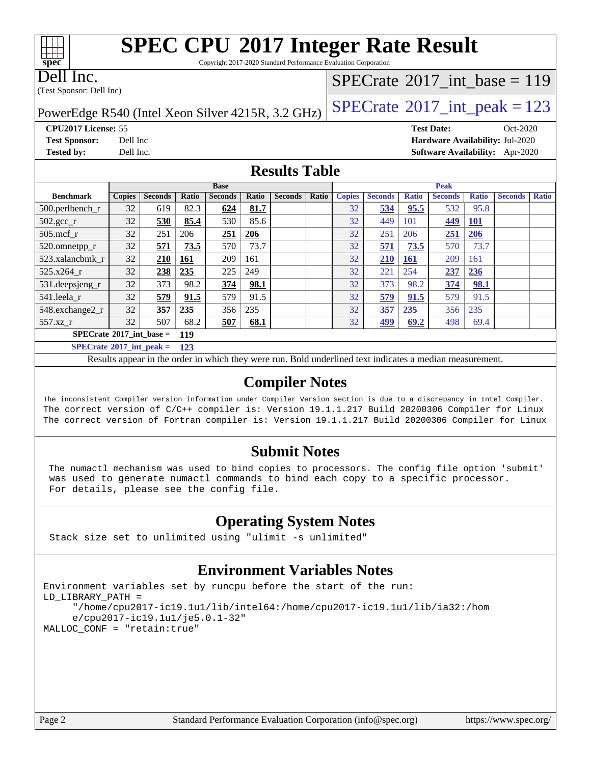# SPEC CPU 2017 Integer Rate Result

Copyright 2017-2020 Standard Performance Evaluation Corporation

Dell Inc.
(Test Sponsor: Dell Inc)

PowerEdge R540 (Intel Xeon Silver 4215R, 3.2 GHz)

SPECrate 2017_int_base = 119

SPECrate 2017_int_peak = 123

**CPU2017 License:** 55
**Test Sponsor:** Dell Inc
**Tested by:** Dell Inc.

**Test Date:** Oct-2020
**Hardware Availability:** Jul-2020
**Software Availability:** Apr-2020

## Results Table

| Benchmark | Base | | | | | | | Peak | | | | | | |
|---|---|---|---|---|---|---|---|---|---|---|---|---|---|---|
| | Copies | Seconds | Ratio | Seconds | Ratio | Seconds | Ratio | Copies | Seconds | Ratio | Seconds | Ratio | Seconds | Ratio |
| 500.perlbench_r | 32 | 619 | 82.3 | **624** | **81.7** | | | 32 | **534** | **95.5** | 532 | 95.8 | | |
| 502.gcc_r | 32 | **530** | **85.4** | 530 | 85.6 | | | 32 | 449 | 101 | **449** | **101** | | |
| 505.mcf_r | 32 | 251 | 206 | **251** | **206** | | | 32 | 251 | 206 | **251** | **206** | | |
| 520.omnetpp_r | 32 | **571** | **73.5** | 570 | 73.7 | | | 32 | **571** | **73.5** | 570 | 73.7 | | |
| 523.xalancbmk_r | 32 | **210** | **161** | 209 | 161 | | | 32 | **210** | **161** | 209 | 161 | | |
| 525.x264_r | 32 | **238** | **235** | 225 | 249 | | | 32 | 221 | 254 | **237** | **236** | | |
| 531.deepsjeng_r | 32 | 373 | 98.2 | **374** | **98.1** | | | 32 | 373 | 98.2 | **374** | **98.1** | | |
| 541.leela_r | 32 | **579** | **91.5** | 579 | 91.5 | | | 32 | **579** | **91.5** | 579 | 91.5 | | |
| 548.exchange2_r | 32 | **357** | **235** | 356 | 235 | | | 32 | **357** | **235** | 356 | 235 | | |
| 557.xz_r | 32 | 507 | 68.2 | **507** | **68.1** | | | 32 | **499** | **69.2** | 498 | 69.4 | | |

**SPECrate 2017_int_base = 119**

**SPECrate 2017_int_peak = 123**

Results appear in the order in which they were run. Bold underlined text indicates a median measurement.

## Compiler Notes

```
The inconsistent Compiler version information under Compiler Version section is due to a discrepancy in Intel Compiler.
The correct version of C/C++ compiler is: Version 19.1.1.217 Build 20200306 Compiler for Linux
The correct version of Fortran compiler is: Version 19.1.1.217 Build 20200306 Compiler for Linux
```

## Submit Notes

```
The numactl mechanism was used to bind copies to processors. The config file option 'submit'
was used to generate numactl commands to bind each copy to a specific processor.
For details, please see the config file.
```

## Operating System Notes

```
Stack size set to unlimited using "ulimit -s unlimited"
```

## Environment Variables Notes

```
Environment variables set by runcpu before the start of the run:
LD_LIBRARY_PATH =
     "/home/cpu2017-ic19.1u1/lib/intel64:/home/cpu2017-ic19.1u1/lib/ia32:/hom
     e/cpu2017-ic19.1u1/je5.0.1-32"
MALLOC_CONF = "retain:true"
```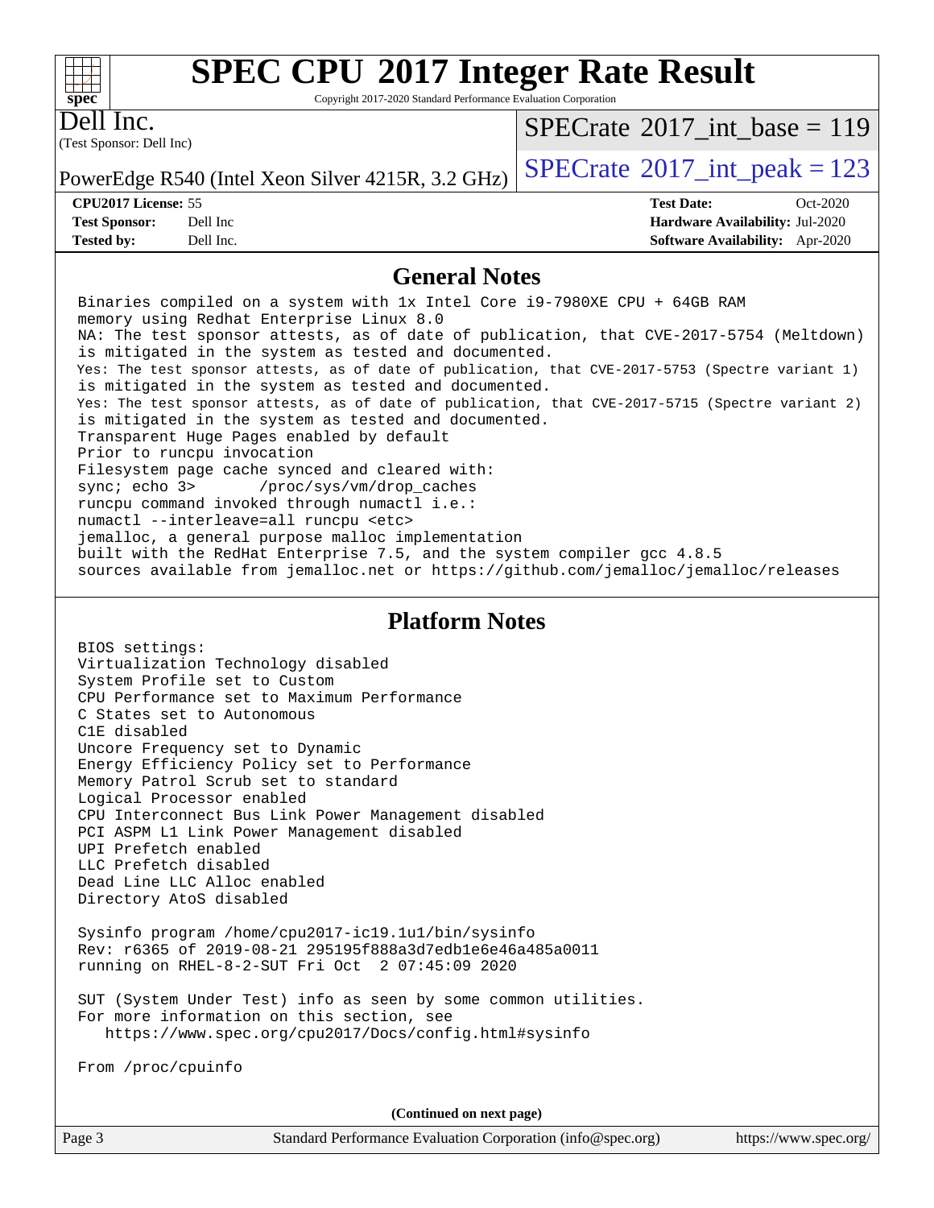## General Notes

```
Binaries compiled on a system with 1x Intel Core i9-7980XE CPU + 64GB RAM
memory using Redhat Enterprise Linux 8.0
NA: The test sponsor attests, as of date of publication, that CVE-2017-5754 (Meltdown)
is mitigated in the system as tested and documented.
Yes: The test sponsor attests, as of date of publication, that CVE-2017-5753 (Spectre variant 1)
is mitigated in the system as tested and documented.
Yes: The test sponsor attests, as of date of publication, that CVE-2017-5715 (Spectre variant 2)
is mitigated in the system as tested and documented.
Transparent Huge Pages enabled by default
Prior to runcpu invocation
Filesystem page cache synced and cleared with:
sync; echo 3>       /proc/sys/vm/drop_caches
runcpu command invoked through numactl i.e.:
numactl --interleave=all runcpu <etc>
jemalloc, a general purpose malloc implementation
built with the RedHat Enterprise 7.5, and the system compiler gcc 4.8.5
sources available from jemalloc.net or https://github.com/jemalloc/jemalloc/releases
```

## Platform Notes

```
BIOS settings:
Virtualization Technology disabled
System Profile set to Custom
CPU Performance set to Maximum Performance
C States set to Autonomous
C1E disabled
Uncore Frequency set to Dynamic
Energy Efficiency Policy set to Performance
Memory Patrol Scrub set to standard
Logical Processor enabled
CPU Interconnect Bus Link Power Management disabled
PCI ASPM L1 Link Power Management disabled
UPI Prefetch enabled
LLC Prefetch disabled
Dead Line LLC Alloc enabled
Directory AtoS disabled

Sysinfo program /home/cpu2017-ic19.1u1/bin/sysinfo
Rev: r6365 of 2019-08-21 295195f888a3d7edb1e6e46a485a0011
running on RHEL-8-2-SUT Fri Oct  2 07:45:09 2020

SUT (System Under Test) info as seen by some common utilities.
For more information on this section, see
   https://www.spec.org/cpu2017/Docs/config.html#sysinfo

From /proc/cpuinfo
```

(Continued on next page)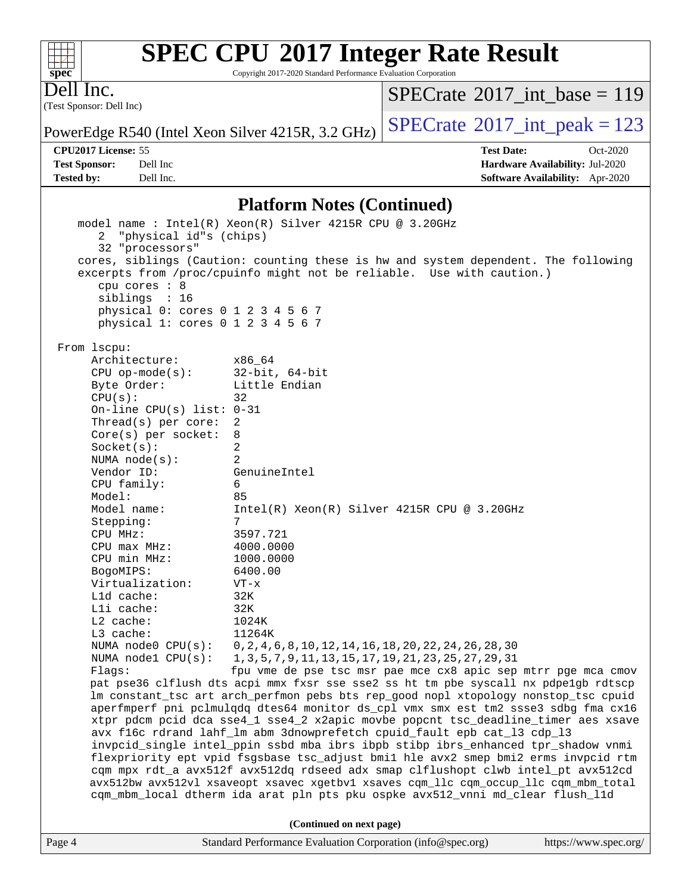# SPEC CPU 2017 Integer Rate Result

Copyright 2017-2020 Standard Performance Evaluation Corporation

**Dell Inc.**
(Test Sponsor: Dell Inc)

PowerEdge R540 (Intel Xeon Silver 4215R, 3.2 GHz)

SPECrate 2017_int_base = 119

SPECrate 2017_int_peak = 123

| | | | |
|---|---|---|---|
| **CPU2017 License:** | 55 | **Test Date:** | Oct-2020 |
| **Test Sponsor:** | Dell Inc | **Hardware Availability:** | Jul-2020 |
| **Tested by:** | Dell Inc. | **Software Availability:** | Apr-2020 |

## Platform Notes (Continued)

```
    model name : Intel(R) Xeon(R) Silver 4215R CPU @ 3.20GHz
       2  "physical id"s (chips)
       32 "processors"
    cores, siblings (Caution: counting these is hw and system dependent. The following
    excerpts from /proc/cpuinfo might not be reliable.  Use with caution.)
       cpu cores : 8
       siblings  : 16
       physical 0: cores 0 1 2 3 4 5 6 7
       physical 1: cores 0 1 2 3 4 5 6 7

 From lscpu:
      Architecture:        x86_64
      CPU op-mode(s):      32-bit, 64-bit
      Byte Order:          Little Endian
      CPU(s):              32
      On-line CPU(s) list: 0-31
      Thread(s) per core:  2
      Core(s) per socket:  8
      Socket(s):           2
      NUMA node(s):        2
      Vendor ID:           GenuineIntel
      CPU family:          6
      Model:               85
      Model name:          Intel(R) Xeon(R) Silver 4215R CPU @ 3.20GHz
      Stepping:            7
      CPU MHz:             3597.721
      CPU max MHz:         4000.0000
      CPU min MHz:         1000.0000
      BogoMIPS:            6400.00
      Virtualization:      VT-x
      L1d cache:           32K
      L1i cache:           32K
      L2 cache:            1024K
      L3 cache:            11264K
      NUMA node0 CPU(s):   0,2,4,6,8,10,12,14,16,18,20,22,24,26,28,30
      NUMA node1 CPU(s):   1,3,5,7,9,11,13,15,17,19,21,23,25,27,29,31
      Flags:               fpu vme de pse tsc msr pae mce cx8 apic sep mtrr pge mca cmov
      pat pse36 clflush dts acpi mmx fxsr sse sse2 ss ht tm pbe syscall nx pdpe1gb rdtscp
      lm constant_tsc art arch_perfmon pebs bts rep_good nopl xtopology nonstop_tsc cpuid
      aperfmperf pni pclmulqdq dtes64 monitor ds_cpl vmx smx est tm2 ssse3 sdbg fma cx16
      xtpr pdcm pcid dca sse4_1 sse4_2 x2apic movbe popcnt tsc_deadline_timer aes xsave
      avx f16c rdrand lahf_lm abm 3dnowprefetch cpuid_fault epb cat_l3 cdp_l3
      invpcid_single intel_ppin ssbd mba ibrs ibpb stibp ibrs_enhanced tpr_shadow vnmi
      flexpriority ept vpid fsgsbase tsc_adjust bmi1 hle avx2 smep bmi2 erms invpcid rtm
      cqm mpx rdt_a avx512f avx512dq rdseed adx smap clflushopt clwb intel_pt avx512cd
      avx512bw avx512vl xsaveopt xsavec xgetbv1 xsaves cqm_llc cqm_occup_llc cqm_mbm_total
      cqm_mbm_local dtherm ida arat pln pts pku ospke avx512_vnni md_clear flush_l1d
```

**(Continued on next page)**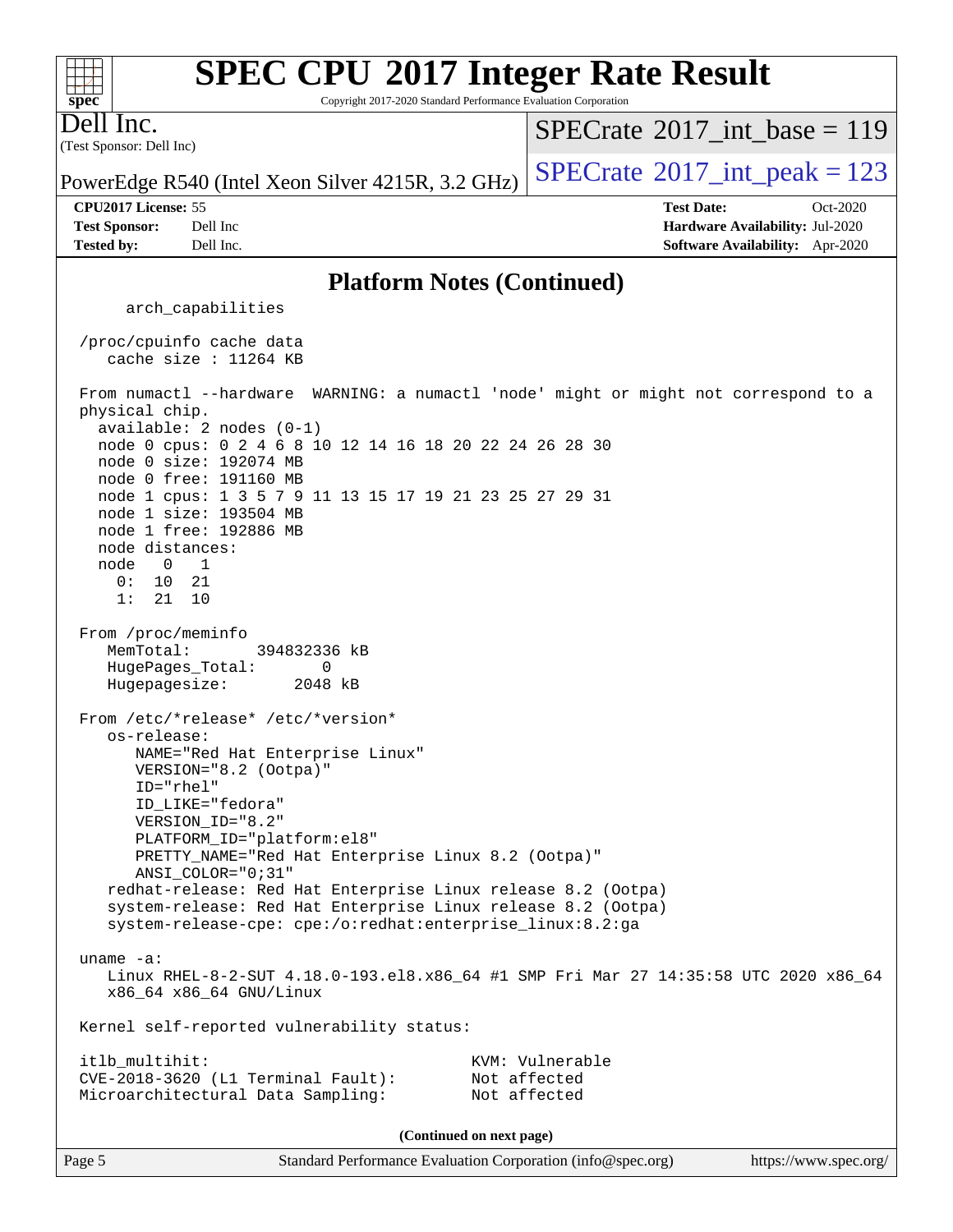## Platform Notes (Continued)

```
      arch_capabilities

  /proc/cpuinfo cache data
     cache size : 11264 KB

  From numactl --hardware  WARNING: a numactl 'node' might or might not correspond to a
  physical chip.
    available: 2 nodes (0-1)
    node 0 cpus: 0 2 4 6 8 10 12 14 16 18 20 22 24 26 28 30
    node 0 size: 192074 MB
    node 0 free: 191160 MB
    node 1 cpus: 1 3 5 7 9 11 13 15 17 19 21 23 25 27 29 31
    node 1 size: 193504 MB
    node 1 free: 192886 MB
    node distances:
    node   0   1
      0:  10  21
      1:  21  10

  From /proc/meminfo
     MemTotal:       394832336 kB
     HugePages_Total:       0
     Hugepagesize:       2048 kB

  From /etc/*release* /etc/*version*
     os-release:
        NAME="Red Hat Enterprise Linux"
        VERSION="8.2 (Ootpa)"
        ID="rhel"
        ID_LIKE="fedora"
        VERSION_ID="8.2"
        PLATFORM_ID="platform:el8"
        PRETTY_NAME="Red Hat Enterprise Linux 8.2 (Ootpa)"
        ANSI_COLOR="0;31"
     redhat-release: Red Hat Enterprise Linux release 8.2 (Ootpa)
     system-release: Red Hat Enterprise Linux release 8.2 (Ootpa)
     system-release-cpe: cpe:/o:redhat:enterprise_linux:8.2:ga

  uname -a:
     Linux RHEL-8-2-SUT 4.18.0-193.el8.x86_64 #1 SMP Fri Mar 27 14:35:58 UTC 2020 x86_64
     x86_64 x86_64 GNU/Linux

  Kernel self-reported vulnerability status:

  itlb_multihit:                                   KVM: Vulnerable
  CVE-2018-3620 (L1 Terminal Fault):               Not affected
  Microarchitectural Data Sampling:                Not affected
```

(Continued on next page)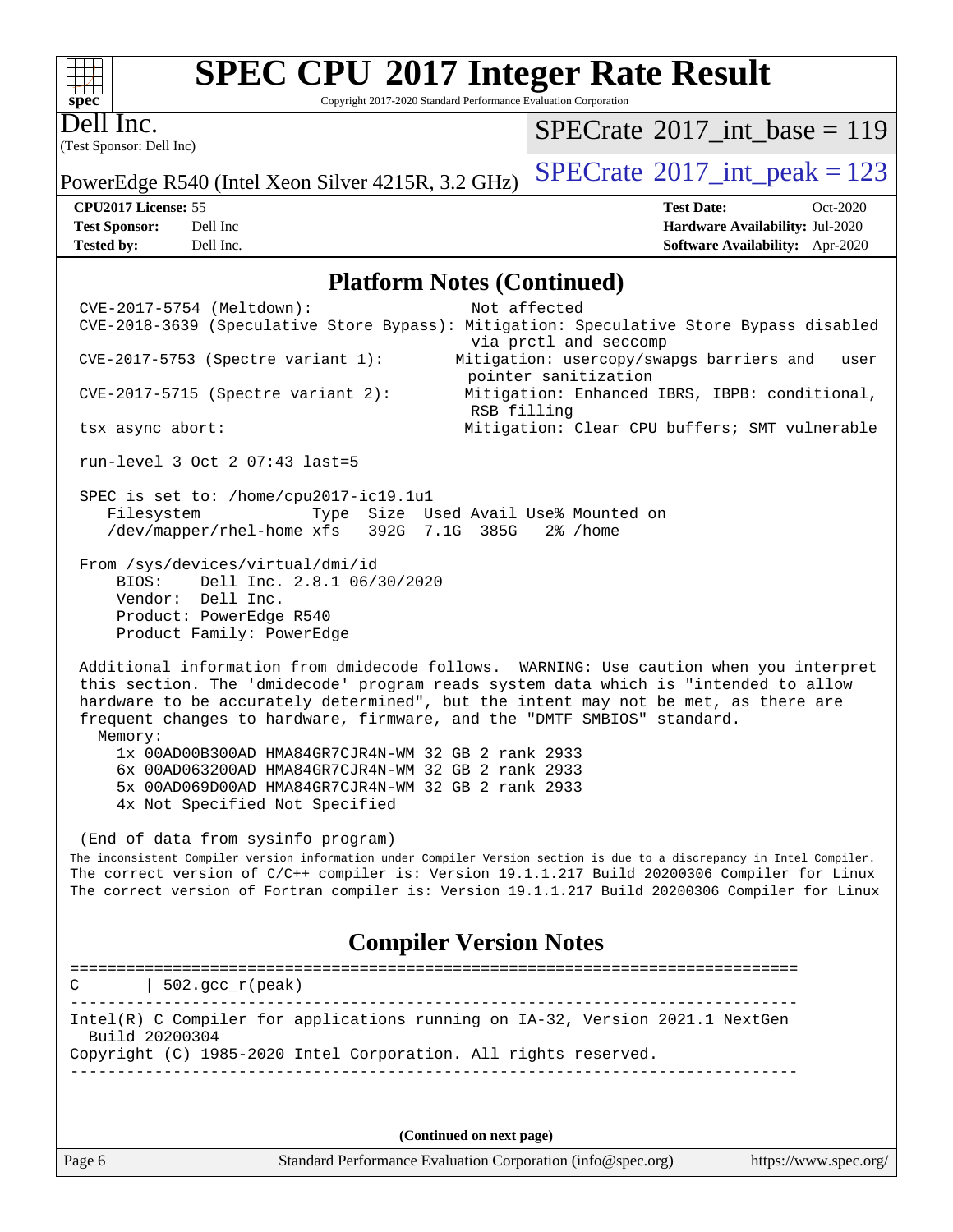# SPEC CPU 2017 Integer Rate Result

Copyright 2017-2020 Standard Performance Evaluation Corporation

Dell Inc.
(Test Sponsor: Dell Inc)

PowerEdge R540 (Intel Xeon Silver 4215R, 3.2 GHz)

SPECrate 2017_int_base = 119

SPECrate 2017_int_peak = 123

**CPU2017 License:** 55
**Test Sponsor:** Dell Inc
**Tested by:** Dell Inc.

**Test Date:** Oct-2020
**Hardware Availability:** Jul-2020
**Software Availability:** Apr-2020

## Platform Notes (Continued)

```
CVE-2017-5754 (Meltdown):                 Not affected
CVE-2018-3639 (Speculative Store Bypass): Mitigation: Speculative Store Bypass disabled
                                          via prctl and seccomp
CVE-2017-5753 (Spectre variant 1):        Mitigation: usercopy/swapgs barriers and __user
                                          pointer sanitization
CVE-2017-5715 (Spectre variant 2):        Mitigation: Enhanced IBRS, IBPB: conditional,
                                          RSB filling
tsx_async_abort:                          Mitigation: Clear CPU buffers; SMT vulnerable

run-level 3 Oct 2 07:43 last=5

SPEC is set to: /home/cpu2017-ic19.1u1
   Filesystem             Type  Size  Used Avail Use% Mounted on
   /dev/mapper/rhel-home xfs   392G  7.1G  385G   2% /home

From /sys/devices/virtual/dmi/id
    BIOS:    Dell Inc. 2.8.1 06/30/2020
    Vendor:  Dell Inc.
    Product: PowerEdge R540
    Product Family: PowerEdge

Additional information from dmidecode follows.  WARNING: Use caution when you interpret
this section. The 'dmidecode' program reads system data which is "intended to allow
hardware to be accurately determined", but the intent may not be met, as there are
frequent changes to hardware, firmware, and the "DMTF SMBIOS" standard.
  Memory:
    1x 00AD00B300AD HMA84GR7CJR4N-WM 32 GB 2 rank 2933
    6x 00AD063200AD HMA84GR7CJR4N-WM 32 GB 2 rank 2933
    5x 00AD069D00AD HMA84GR7CJR4N-WM 32 GB 2 rank 2933
    4x Not Specified Not Specified

(End of data from sysinfo program)
```

The inconsistent Compiler version information under Compiler Version section is due to a discrepancy in Intel Compiler.
The correct version of C/C++ compiler is: Version 19.1.1.217 Build 20200306 Compiler for Linux
The correct version of Fortran compiler is: Version 19.1.1.217 Build 20200306 Compiler for Linux

## Compiler Version Notes

```
==============================================================================
C       | 502.gcc_r(peak)
------------------------------------------------------------------------------
Intel(R) C Compiler for applications running on IA-32, Version 2021.1 NextGen
  Build 20200304
Copyright (C) 1985-2020 Intel Corporation. All rights reserved.
------------------------------------------------------------------------------
```

**(Continued on next page)**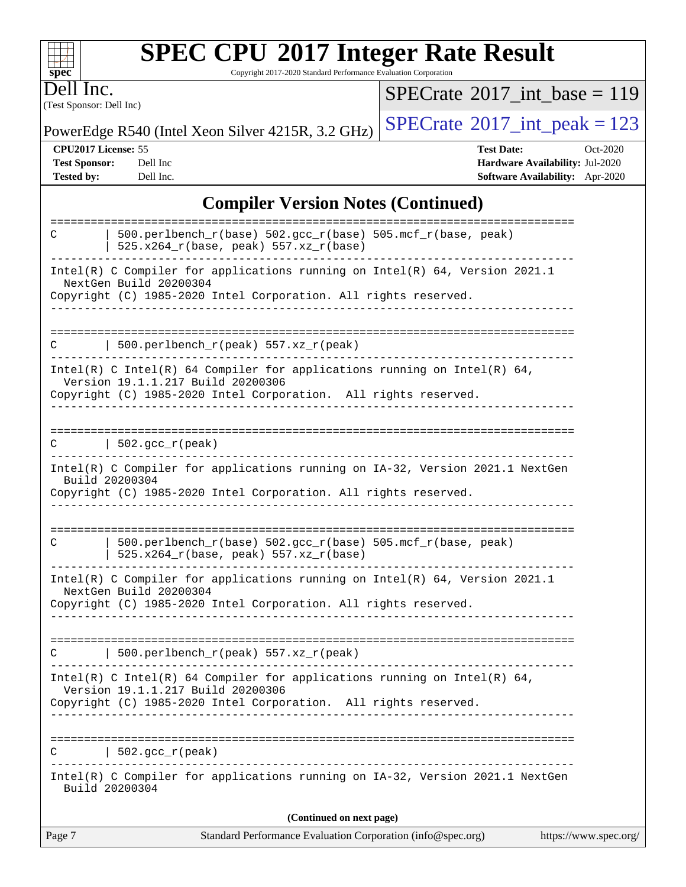# SPEC CPU 2017 Integer Rate Result

Copyright 2017-2020 Standard Performance Evaluation Corporation

Dell Inc.
(Test Sponsor: Dell Inc)

PowerEdge R540 (Intel Xeon Silver 4215R, 3.2 GHz)

SPECrate 2017_int_base = 119

SPECrate 2017_int_peak = 123

**CPU2017 License:** 55
**Test Sponsor:** Dell Inc
**Tested by:** Dell Inc.

**Test Date:** Oct-2020
**Hardware Availability:** Jul-2020
**Software Availability:** Apr-2020

## Compiler Version Notes (Continued)

```
==============================================================================
C       | 500.perlbench_r(base) 502.gcc_r(base) 505.mcf_r(base, peak)
        | 525.x264_r(base, peak) 557.xz_r(base)
------------------------------------------------------------------------------
Intel(R) C Compiler for applications running on Intel(R) 64, Version 2021.1
  NextGen Build 20200304
Copyright (C) 1985-2020 Intel Corporation. All rights reserved.
------------------------------------------------------------------------------

==============================================================================
C       | 500.perlbench_r(peak) 557.xz_r(peak)
------------------------------------------------------------------------------
Intel(R) C Intel(R) 64 Compiler for applications running on Intel(R) 64,
  Version 19.1.1.217 Build 20200306
Copyright (C) 1985-2020 Intel Corporation.  All rights reserved.
------------------------------------------------------------------------------

==============================================================================
C       | 502.gcc_r(peak)
------------------------------------------------------------------------------
Intel(R) C Compiler for applications running on IA-32, Version 2021.1 NextGen
  Build 20200304
Copyright (C) 1985-2020 Intel Corporation. All rights reserved.
------------------------------------------------------------------------------

==============================================================================
C       | 500.perlbench_r(base) 502.gcc_r(base) 505.mcf_r(base, peak)
        | 525.x264_r(base, peak) 557.xz_r(base)
------------------------------------------------------------------------------
Intel(R) C Compiler for applications running on Intel(R) 64, Version 2021.1
  NextGen Build 20200304
Copyright (C) 1985-2020 Intel Corporation. All rights reserved.
------------------------------------------------------------------------------

==============================================================================
C       | 500.perlbench_r(peak) 557.xz_r(peak)
------------------------------------------------------------------------------
Intel(R) C Intel(R) 64 Compiler for applications running on Intel(R) 64,
  Version 19.1.1.217 Build 20200306
Copyright (C) 1985-2020 Intel Corporation.  All rights reserved.
------------------------------------------------------------------------------

==============================================================================
C       | 502.gcc_r(peak)
------------------------------------------------------------------------------
Intel(R) C Compiler for applications running on IA-32, Version 2021.1 NextGen
  Build 20200304
```

**(Continued on next page)**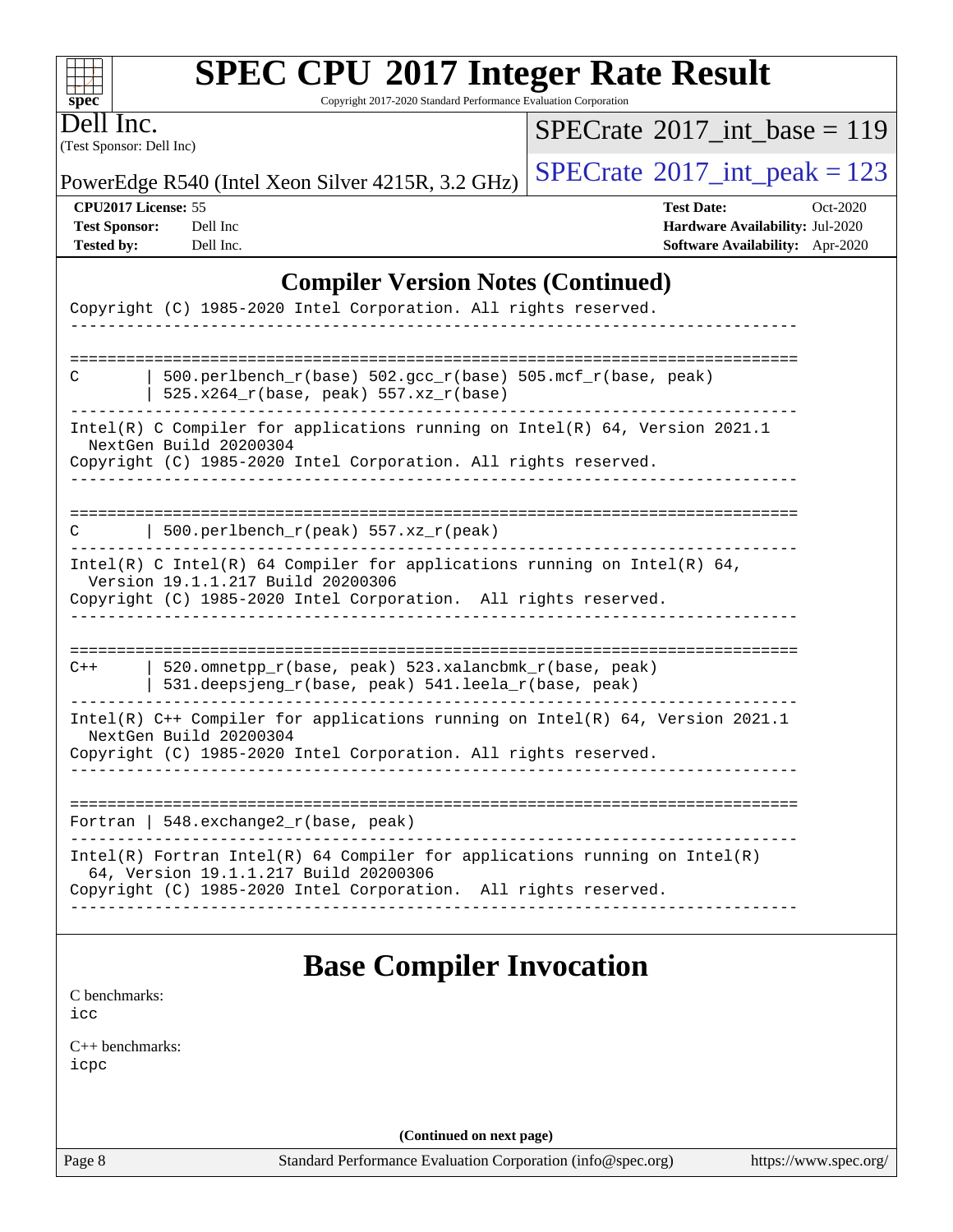## Compiler Version Notes (Continued)

```
Copyright (C) 1985-2020 Intel Corporation. All rights reserved.
------------------------------------------------------------------------------

==============================================================================
C       | 500.perlbench_r(base) 502.gcc_r(base) 505.mcf_r(base, peak)
        | 525.x264_r(base, peak) 557.xz_r(base)
------------------------------------------------------------------------------
Intel(R) C Compiler for applications running on Intel(R) 64, Version 2021.1
  NextGen Build 20200304
Copyright (C) 1985-2020 Intel Corporation. All rights reserved.
------------------------------------------------------------------------------

==============================================================================
C       | 500.perlbench_r(peak) 557.xz_r(peak)
------------------------------------------------------------------------------
Intel(R) C Intel(R) 64 Compiler for applications running on Intel(R) 64,
  Version 19.1.1.217 Build 20200306
Copyright (C) 1985-2020 Intel Corporation.  All rights reserved.
------------------------------------------------------------------------------

==============================================================================
C++     | 520.omnetpp_r(base, peak) 523.xalancbmk_r(base, peak)
        | 531.deepsjeng_r(base, peak) 541.leela_r(base, peak)
------------------------------------------------------------------------------
Intel(R) C++ Compiler for applications running on Intel(R) 64, Version 2021.1
  NextGen Build 20200304
Copyright (C) 1985-2020 Intel Corporation. All rights reserved.
------------------------------------------------------------------------------

==============================================================================
Fortran | 548.exchange2_r(base, peak)
------------------------------------------------------------------------------
Intel(R) Fortran Intel(R) 64 Compiler for applications running on Intel(R)
  64, Version 19.1.1.217 Build 20200306
Copyright (C) 1985-2020 Intel Corporation.  All rights reserved.
------------------------------------------------------------------------------
```

## Base Compiler Invocation

C benchmarks:
icc

C++ benchmarks:
icpc

(Continued on next page)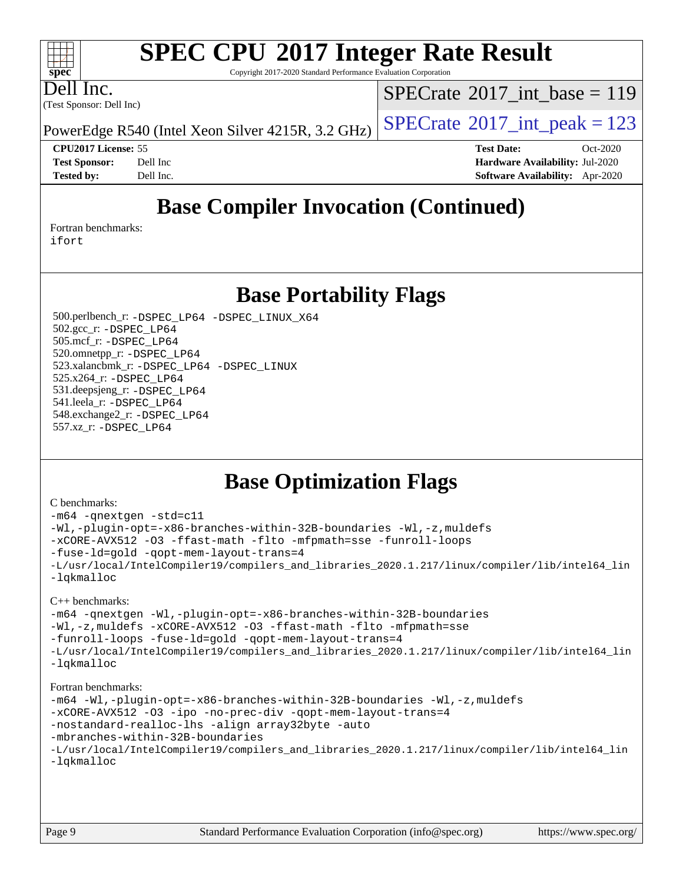# Base Compiler Invocation (Continued)

Fortran benchmarks:
ifort

# Base Portability Flags

500.perlbench_r: -DSPEC_LP64 -DSPEC_LINUX_X64
502.gcc_r: -DSPEC_LP64
505.mcf_r: -DSPEC_LP64
520.omnetpp_r: -DSPEC_LP64
523.xalancbmk_r: -DSPEC_LP64 -DSPEC_LINUX
525.x264_r: -DSPEC_LP64
531.deepsjeng_r: -DSPEC_LP64
541.leela_r: -DSPEC_LP64
548.exchange2_r: -DSPEC_LP64
557.xz_r: -DSPEC_LP64

# Base Optimization Flags

C benchmarks:

```
-m64 -qnextgen -std=c11
-Wl,-plugin-opt=-x86-branches-within-32B-boundaries -Wl,-z,muldefs
-xCORE-AVX512 -O3 -ffast-math -flto -mfpmath=sse -funroll-loops
-fuse-ld=gold -qopt-mem-layout-trans=4
-L/usr/local/IntelCompiler19/compilers_and_libraries_2020.1.217/linux/compiler/lib/intel64_lin
-lqkmalloc
```

C++ benchmarks:

```
-m64 -qnextgen -Wl,-plugin-opt=-x86-branches-within-32B-boundaries
-Wl,-z,muldefs -xCORE-AVX512 -O3 -ffast-math -flto -mfpmath=sse
-funroll-loops -fuse-ld=gold -qopt-mem-layout-trans=4
-L/usr/local/IntelCompiler19/compilers_and_libraries_2020.1.217/linux/compiler/lib/intel64_lin
-lqkmalloc
```

Fortran benchmarks:

```
-m64 -Wl,-plugin-opt=-x86-branches-within-32B-boundaries -Wl,-z,muldefs
-xCORE-AVX512 -O3 -ipo -no-prec-div -qopt-mem-layout-trans=4
-nostandard-realloc-lhs -align array32byte -auto
-mbranches-within-32B-boundaries
-L/usr/local/IntelCompiler19/compilers_and_libraries_2020.1.217/linux/compiler/lib/intel64_lin
-lqkmalloc
```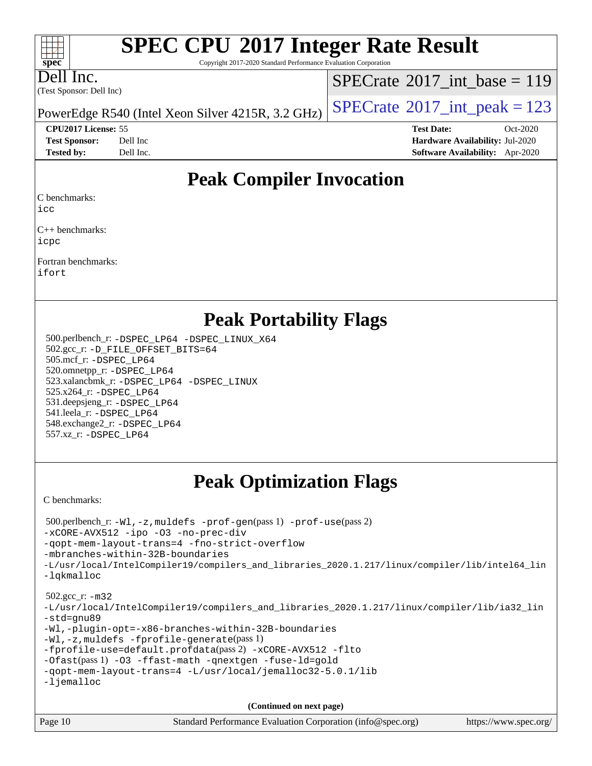# SPEC CPU 2017 Integer Rate Result

Copyright 2017-2020 Standard Performance Evaluation Corporation

**Dell Inc.**
(Test Sponsor: Dell Inc)

PowerEdge R540 (Intel Xeon Silver 4215R, 3.2 GHz)

SPECrate 2017_int_base = 119

SPECrate 2017_int_peak = 123

**CPU2017 License:** 55
**Test Sponsor:** Dell Inc
**Tested by:** Dell Inc.

**Test Date:** Oct-2020
**Hardware Availability:** Jul-2020
**Software Availability:** Apr-2020

## Peak Compiler Invocation

C benchmarks:
icc

C++ benchmarks:
icpc

Fortran benchmarks:
ifort

## Peak Portability Flags

500.perlbench_r: -DSPEC_LP64 -DSPEC_LINUX_X64
502.gcc_r: -D_FILE_OFFSET_BITS=64
505.mcf_r: -DSPEC_LP64
520.omnetpp_r: -DSPEC_LP64
523.xalancbmk_r: -DSPEC_LP64 -DSPEC_LINUX
525.x264_r: -DSPEC_LP64
531.deepsjeng_r: -DSPEC_LP64
541.leela_r: -DSPEC_LP64
548.exchange2_r: -DSPEC_LP64
557.xz_r: -DSPEC_LP64

## Peak Optimization Flags

C benchmarks:

500.perlbench_r: -Wl,-z,muldefs -prof-gen(pass 1) -prof-use(pass 2)
-xCORE-AVX512 -ipo -O3 -no-prec-div
-qopt-mem-layout-trans=4 -fno-strict-overflow
-mbranches-within-32B-boundaries
-L/usr/local/IntelCompiler19/compilers_and_libraries_2020.1.217/linux/compiler/lib/intel64_lin
-lqkmalloc

502.gcc_r: -m32
-L/usr/local/IntelCompiler19/compilers_and_libraries_2020.1.217/linux/compiler/lib/ia32_lin
-std=gnu89
-Wl,-plugin-opt=-x86-branches-within-32B-boundaries
-Wl,-z,muldefs -fprofile-generate(pass 1)
-fprofile-use=default.profdata(pass 2) -xCORE-AVX512 -flto
-Ofast(pass 1) -O3 -ffast-math -qnextgen -fuse-ld=gold
-qopt-mem-layout-trans=4 -L/usr/local/jemalloc32-5.0.1/lib
-ljemalloc

(Continued on next page)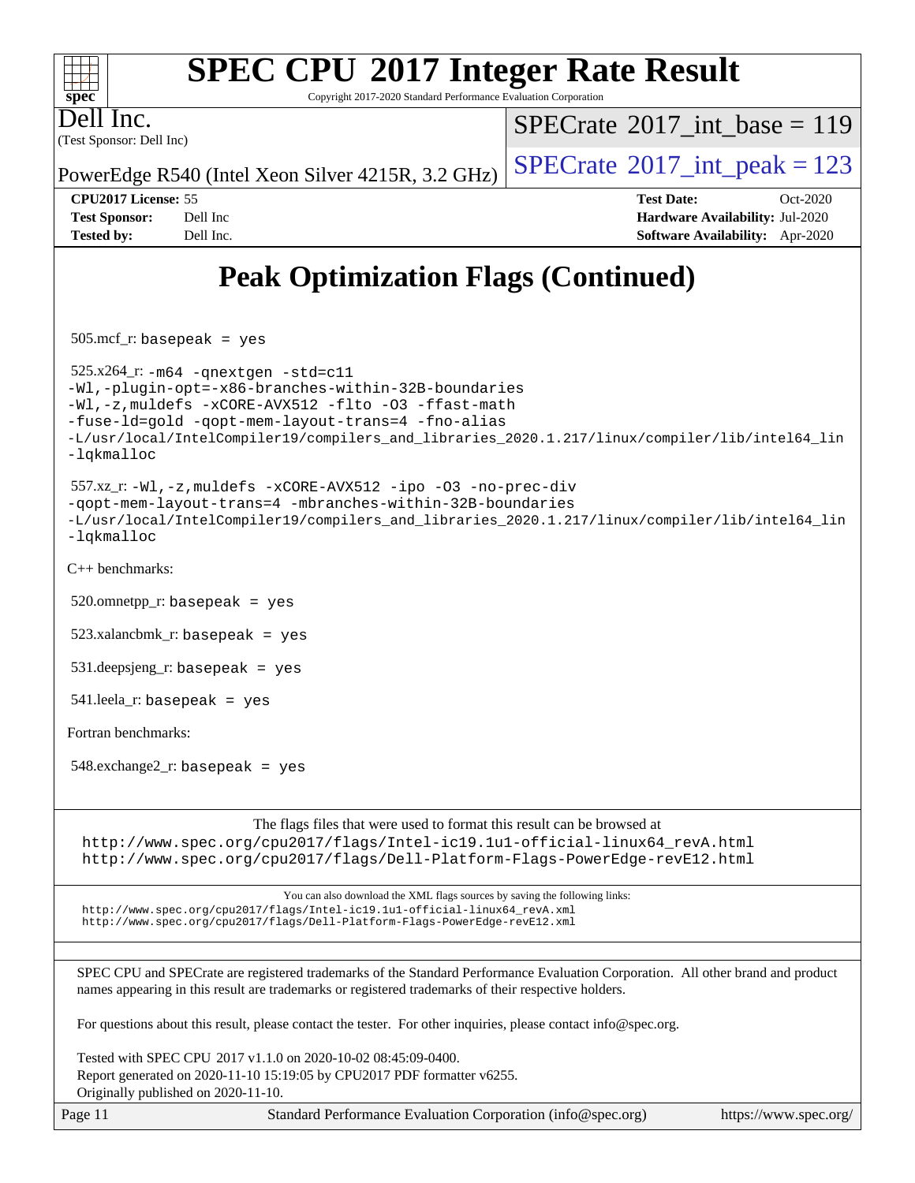# Peak Optimization Flags (Continued)

505.mcf_r: `basepeak = yes`

525.x264_r: `-m64 -qnextgen -std=c11 -Wl,-plugin-opt=-x86-branches-within-32B-boundaries -Wl,-z,muldefs -xCORE-AVX512 -flto -O3 -ffast-math -fuse-ld=gold -qopt-mem-layout-trans=4 -fno-alias -L/usr/local/IntelCompiler19/compilers_and_libraries_2020.1.217/linux/compiler/lib/intel64_lin -lqkmalloc`

557.xz_r: `-Wl,-z,muldefs -xCORE-AVX512 -ipo -O3 -no-prec-div -qopt-mem-layout-trans=4 -mbranches-within-32B-boundaries -L/usr/local/IntelCompiler19/compilers_and_libraries_2020.1.217/linux/compiler/lib/intel64_lin -lqkmalloc`

C++ benchmarks:

520.omnetpp_r: `basepeak = yes`

523.xalancbmk_r: `basepeak = yes`

531.deepsjeng_r: `basepeak = yes`

541.leela_r: `basepeak = yes`

Fortran benchmarks:

548.exchange2_r: `basepeak = yes`

The flags files that were used to format this result can be browsed at
http://www.spec.org/cpu2017/flags/Intel-ic19.1u1-official-linux64_revA.html
http://www.spec.org/cpu2017/flags/Dell-Platform-Flags-PowerEdge-revE12.html

You can also download the XML flags sources by saving the following links:
http://www.spec.org/cpu2017/flags/Intel-ic19.1u1-official-linux64_revA.xml
http://www.spec.org/cpu2017/flags/Dell-Platform-Flags-PowerEdge-revE12.xml

SPEC CPU and SPECrate are registered trademarks of the Standard Performance Evaluation Corporation. All other brand and product names appearing in this result are trademarks or registered trademarks of their respective holders.

For questions about this result, please contact the tester. For other inquiries, please contact info@spec.org.

Tested with SPEC CPU 2017 v1.1.0 on 2020-10-02 08:45:09-0400.
Report generated on 2020-11-10 15:19:05 by CPU2017 PDF formatter v6255.
Originally published on 2020-11-10.